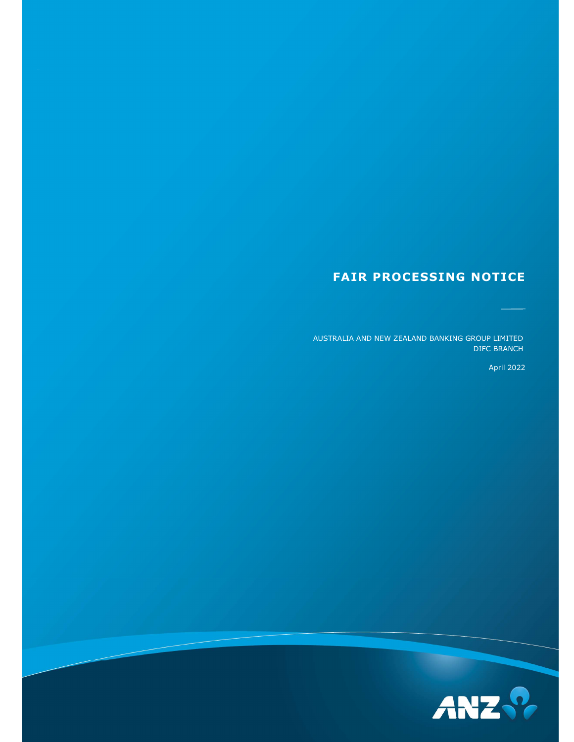# FAIR PROCESSING NOTICE

AUSTRALIA AND NEW ZEALAND BANKING GROUP LIMITED
DIFC BRANCH

April 2022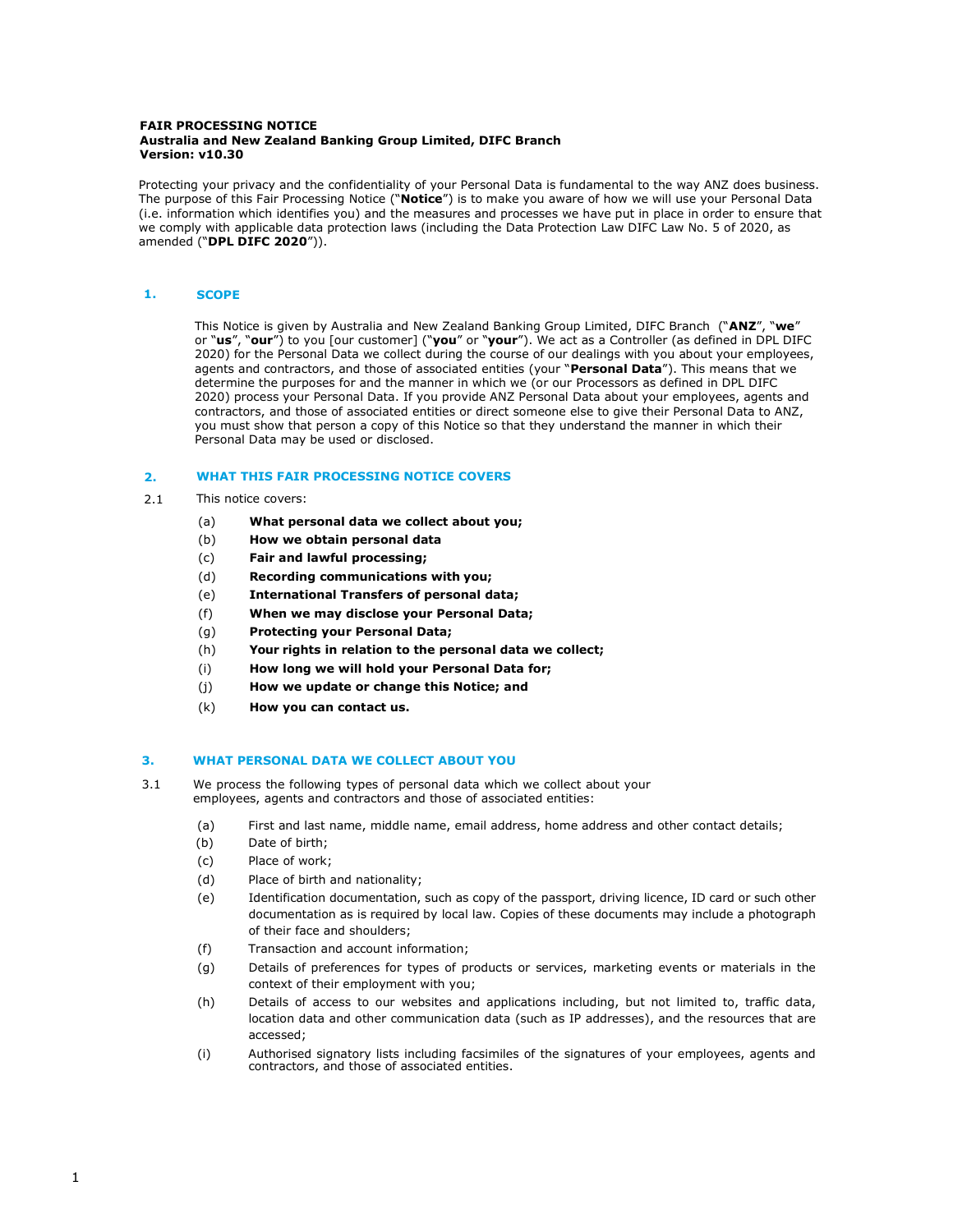**FAIR PROCESSING NOTICE**
**Australia and New Zealand Banking Group Limited, DIFC Branch**
**Version: v10.30**

Protecting your privacy and the confidentiality of your Personal Data is fundamental to the way ANZ does business. The purpose of this Fair Processing Notice ("**Notice**") is to make you aware of how we will use your Personal Data (i.e. information which identifies you) and the measures and processes we have put in place in order to ensure that we comply with applicable data protection laws (including the Data Protection Law DIFC Law No. 5 of 2020, as amended ("**DPL DIFC 2020**")).

## 1. SCOPE

This Notice is given by Australia and New Zealand Banking Group Limited, DIFC Branch ("**ANZ**", "**we**" or "**us**", "**our**") to you [our customer] ("**you**" or "**your**"). We act as a Controller (as defined in DPL DIFC 2020) for the Personal Data we collect during the course of our dealings with you about your employees, agents and contractors, and those of associated entities (your "**Personal Data**"). This means that we determine the purposes for and the manner in which we (or our Processors as defined in DPL DIFC 2020) process your Personal Data. If you provide ANZ Personal Data about your employees, agents and contractors, and those of associated entities or direct someone else to give their Personal Data to ANZ, you must show that person a copy of this Notice so that they understand the manner in which their Personal Data may be used or disclosed.

## 2. WHAT THIS FAIR PROCESSING NOTICE COVERS

2.1 This notice covers:

(a) **What personal data we collect about you;**
(b) **How we obtain personal data**
(c) **Fair and lawful processing;**
(d) **Recording communications with you;**
(e) **International Transfers of personal data;**
(f) **When we may disclose your Personal Data;**
(g) **Protecting your Personal Data;**
(h) **Your rights in relation to the personal data we collect;**
(i) **How long we will hold your Personal Data for;**
(j) **How we update or change this Notice; and**
(k) **How you can contact us.**

## 3. WHAT PERSONAL DATA WE COLLECT ABOUT YOU

3.1 We process the following types of personal data which we collect about your employees, agents and contractors and those of associated entities:

(a) First and last name, middle name, email address, home address and other contact details;
(b) Date of birth;
(c) Place of work;
(d) Place of birth and nationality;
(e) Identification documentation, such as copy of the passport, driving licence, ID card or such other documentation as is required by local law. Copies of these documents may include a photograph of their face and shoulders;
(f) Transaction and account information;
(g) Details of preferences for types of products or services, marketing events or materials in the context of their employment with you;
(h) Details of access to our websites and applications including, but not limited to, traffic data, location data and other communication data (such as IP addresses), and the resources that are accessed;
(i) Authorised signatory lists including facsimiles of the signatures of your employees, agents and contractors, and those of associated entities.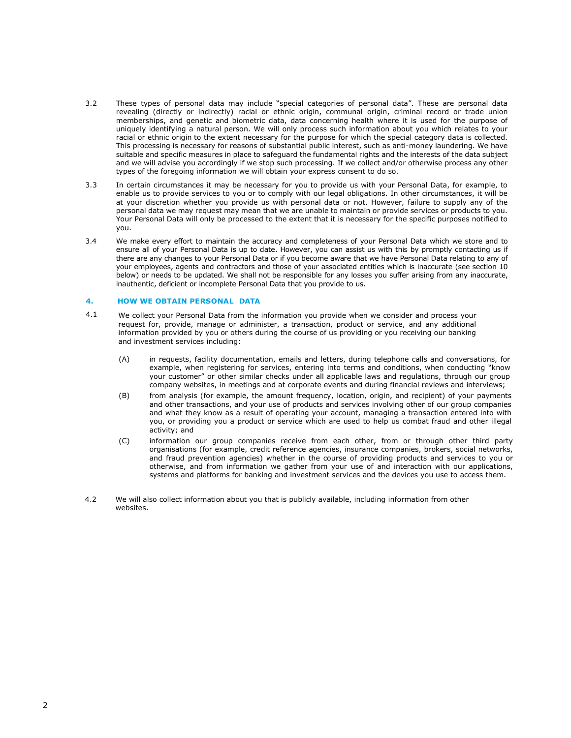3.2 These types of personal data may include "special categories of personal data". These are personal data revealing (directly or indirectly) racial or ethnic origin, communal origin, criminal record or trade union memberships, and genetic and biometric data, data concerning health where it is used for the purpose of uniquely identifying a natural person. We will only process such information about you which relates to your racial or ethnic origin to the extent necessary for the purpose for which the special category data is collected. This processing is necessary for reasons of substantial public interest, such as anti-money laundering. We have suitable and specific measures in place to safeguard the fundamental rights and the interests of the data subject and we will advise you accordingly if we stop such processing. If we collect and/or otherwise process any other types of the foregoing information we will obtain your express consent to do so.

3.3 In certain circumstances it may be necessary for you to provide us with your Personal Data, for example, to enable us to provide services to you or to comply with our legal obligations. In other circumstances, it will be at your discretion whether you provide us with personal data or not. However, failure to supply any of the personal data we may request may mean that we are unable to maintain or provide services or products to you. Your Personal Data will only be processed to the extent that it is necessary for the specific purposes notified to you.

3.4 We make every effort to maintain the accuracy and completeness of your Personal Data which we store and to ensure all of your Personal Data is up to date. However, you can assist us with this by promptly contacting us if there are any changes to your Personal Data or if you become aware that we have Personal Data relating to any of your employees, agents and contractors and those of your associated entities which is inaccurate (see section 10 below) or needs to be updated. We shall not be responsible for any losses you suffer arising from any inaccurate, inauthentic, deficient or incomplete Personal Data that you provide to us.

## 4. HOW WE OBTAIN PERSONAL DATA

4.1 We collect your Personal Data from the information you provide when we consider and process your request for, provide, manage or administer, a transaction, product or service, and any additional information provided by you or others during the course of us providing or you receiving our banking and investment services including:

(A) in requests, facility documentation, emails and letters, during telephone calls and conversations, for example, when registering for services, entering into terms and conditions, when conducting "know your customer" or other similar checks under all applicable laws and regulations, through our group company websites, in meetings and at corporate events and during financial reviews and interviews;

(B) from analysis (for example, the amount frequency, location, origin, and recipient) of your payments and other transactions, and your use of products and services involving other of our group companies and what they know as a result of operating your account, managing a transaction entered into with you, or providing you a product or service which are used to help us combat fraud and other illegal activity; and

(C) information our group companies receive from each other, from or through other third party organisations (for example, credit reference agencies, insurance companies, brokers, social networks, and fraud prevention agencies) whether in the course of providing products and services to you or otherwise, and from information we gather from your use of and interaction with our applications, systems and platforms for banking and investment services and the devices you use to access them.

4.2 We will also collect information about you that is publicly available, including information from other websites.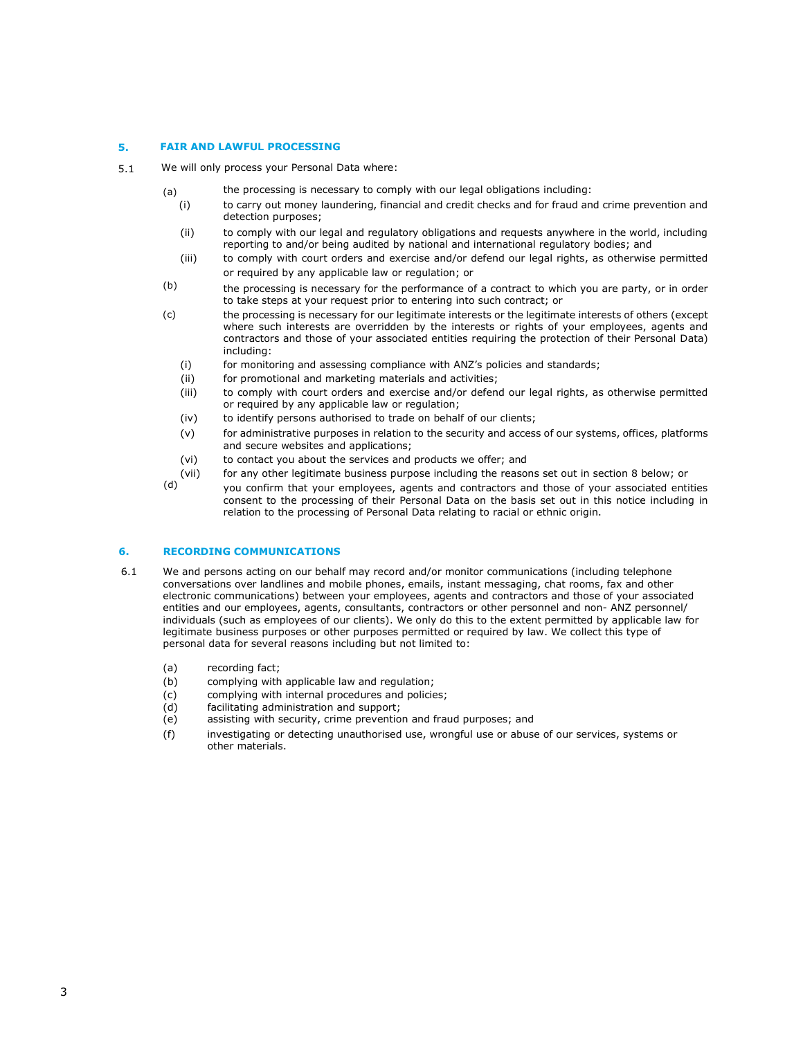## 5. FAIR AND LAWFUL PROCESSING

5.1 We will only process your Personal Data where:

(a) the processing is necessary to comply with our legal obligations including:

  (i) to carry out money laundering, financial and credit checks and for fraud and crime prevention and detection purposes;

  (ii) to comply with our legal and regulatory obligations and requests anywhere in the world, including reporting to and/or being audited by national and international regulatory bodies; and

  (iii) to comply with court orders and exercise and/or defend our legal rights, as otherwise permitted or required by any applicable law or regulation; or

(b) the processing is necessary for the performance of a contract to which you are party, or in order to take steps at your request prior to entering into such contract; or

(c) the processing is necessary for our legitimate interests or the legitimate interests of others (except where such interests are overridden by the interests or rights of your employees, agents and contractors and those of your associated entities requiring the protection of their Personal Data) including:

  (i) for monitoring and assessing compliance with ANZ's policies and standards;

  (ii) for promotional and marketing materials and activities;

  (iii) to comply with court orders and exercise and/or defend our legal rights, as otherwise permitted or required by any applicable law or regulation;

  (iv) to identify persons authorised to trade on behalf of our clients;

  (v) for administrative purposes in relation to the security and access of our systems, offices, platforms and secure websites and applications;

  (vi) to contact you about the services and products we offer; and

  (vii) for any other legitimate business purpose including the reasons set out in section 8 below; or

(d) you confirm that your employees, agents and contractors and those of your associated entities consent to the processing of their Personal Data on the basis set out in this notice including in relation to the processing of Personal Data relating to racial or ethnic origin.

## 6. RECORDING COMMUNICATIONS

6.1 We and persons acting on our behalf may record and/or monitor communications (including telephone conversations over landlines and mobile phones, emails, instant messaging, chat rooms, fax and other electronic communications) between your employees, agents and contractors and those of your associated entities and our employees, agents, consultants, contractors or other personnel and non- ANZ personnel/ individuals (such as employees of our clients). We only do this to the extent permitted by applicable law for legitimate business purposes or other purposes permitted or required by law. We collect this type of personal data for several reasons including but not limited to:

(a) recording fact;

(b) complying with applicable law and regulation;

(c) complying with internal procedures and policies;

(d) facilitating administration and support;

(e) assisting with security, crime prevention and fraud purposes; and

(f) investigating or detecting unauthorised use, wrongful use or abuse of our services, systems or other materials.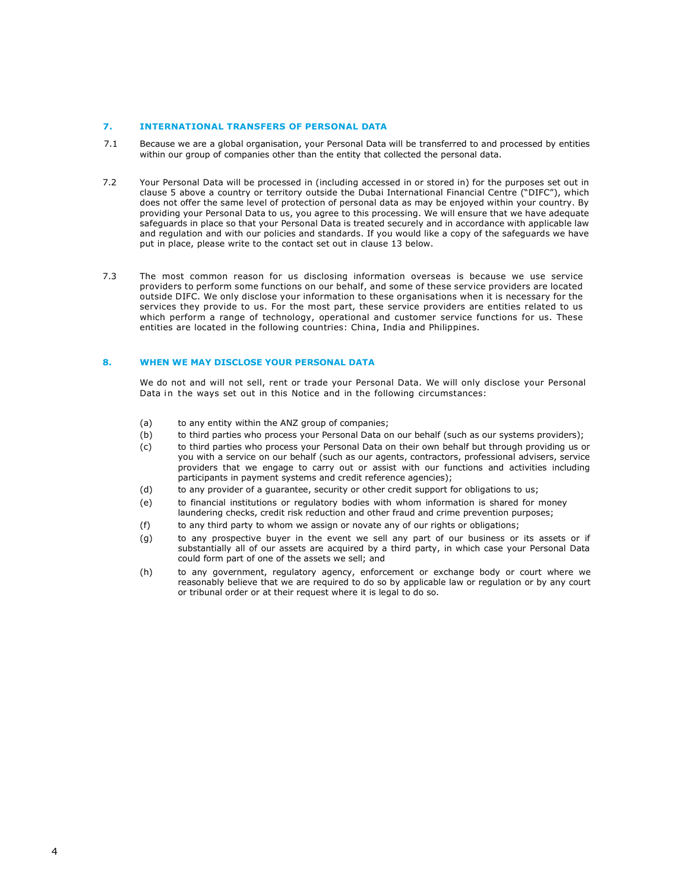## 7. INTERNATIONAL TRANSFERS OF PERSONAL DATA

7.1 Because we are a global organisation, your Personal Data will be transferred to and processed by entities within our group of companies other than the entity that collected the personal data.

7.2 Your Personal Data will be processed in (including accessed in or stored in) for the purposes set out in clause 5 above a country or territory outside the Dubai International Financial Centre ("DIFC"), which does not offer the same level of protection of personal data as may be enjoyed within your country. By providing your Personal Data to us, you agree to this processing. We will ensure that we have adequate safeguards in place so that your Personal Data is treated securely and in accordance with applicable law and regulation and with our policies and standards. If you would like a copy of the safeguards we have put in place, please write to the contact set out in clause 13 below.

7.3 The most common reason for us disclosing information overseas is because we use service providers to perform some functions on our behalf, and some of these service providers are located outside DIFC. We only disclose your information to these organisations when it is necessary for the services they provide to us. For the most part, these service providers are entities related to us which perform a range of technology, operational and customer service functions for us. These entities are located in the following countries: China, India and Philippines.

## 8. WHEN WE MAY DISCLOSE YOUR PERSONAL DATA

We do not and will not sell, rent or trade your Personal Data. We will only disclose your Personal Data in the ways set out in this Notice and in the following circumstances:

(a) to any entity within the ANZ group of companies;

(b) to third parties who process your Personal Data on our behalf (such as our systems providers);

(c) to third parties who process your Personal Data on their own behalf but through providing us or you with a service on our behalf (such as our agents, contractors, professional advisers, service providers that we engage to carry out or assist with our functions and activities including participants in payment systems and credit reference agencies);

(d) to any provider of a guarantee, security or other credit support for obligations to us;

(e) to financial institutions or regulatory bodies with whom information is shared for money laundering checks, credit risk reduction and other fraud and crime prevention purposes;

(f) to any third party to whom we assign or novate any of our rights or obligations;

(g) to any prospective buyer in the event we sell any part of our business or its assets or if substantially all of our assets are acquired by a third party, in which case your Personal Data could form part of one of the assets we sell; and

(h) to any government, regulatory agency, enforcement or exchange body or court where we reasonably believe that we are required to do so by applicable law or regulation or by any court or tribunal order or at their request where it is legal to do so.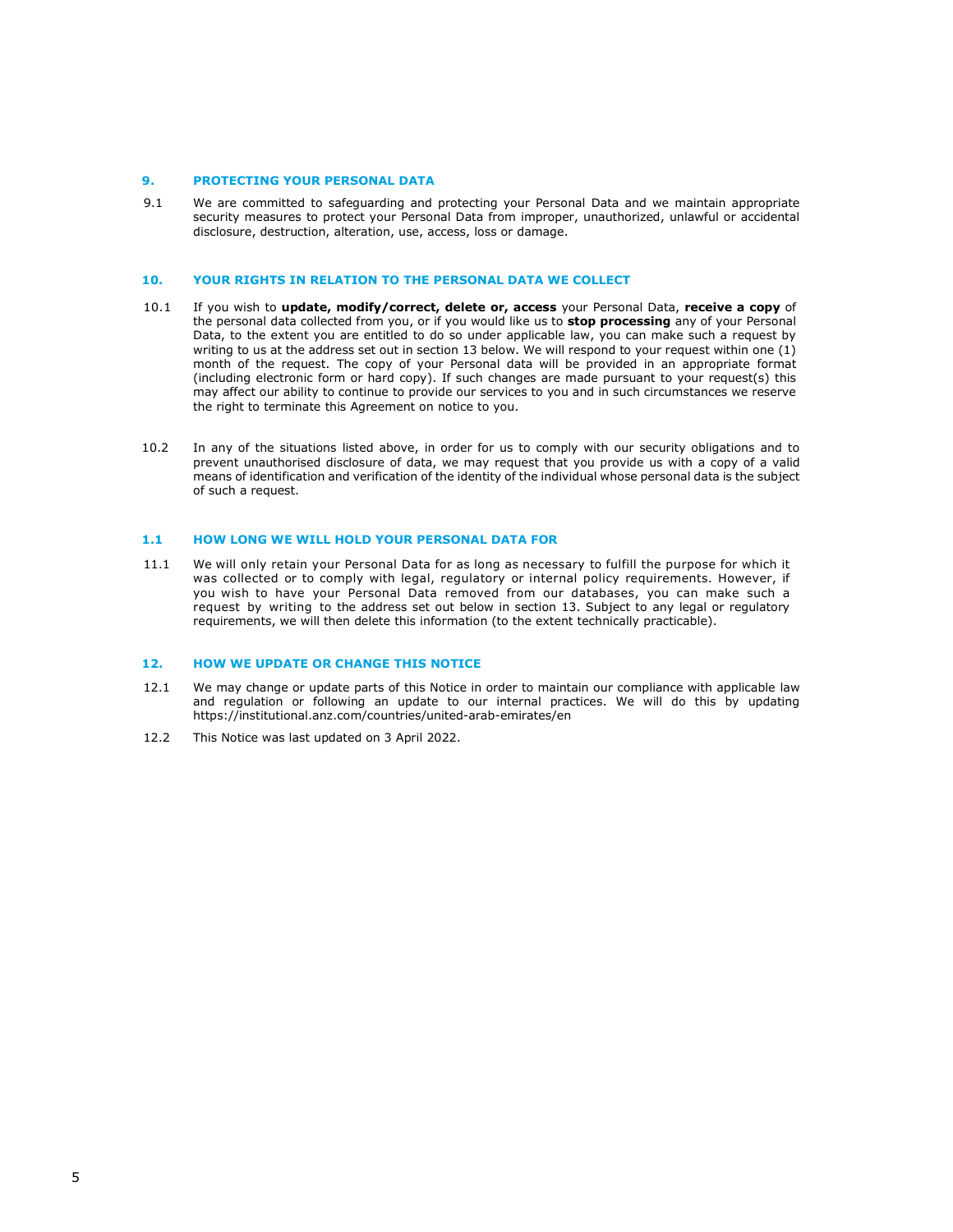## 9. PROTECTING YOUR PERSONAL DATA

9.1 We are committed to safeguarding and protecting your Personal Data and we maintain appropriate security measures to protect your Personal Data from improper, unauthorized, unlawful or accidental disclosure, destruction, alteration, use, access, loss or damage.

## 10. YOUR RIGHTS IN RELATION TO THE PERSONAL DATA WE COLLECT

10.1 If you wish to **update, modify/correct, delete or, access** your Personal Data, **receive a copy** of the personal data collected from you, or if you would like us to **stop processing** any of your Personal Data, to the extent you are entitled to do so under applicable law, you can make such a request by writing to us at the address set out in section 13 below. We will respond to your request within one (1) month of the request. The copy of your Personal data will be provided in an appropriate format (including electronic form or hard copy). If such changes are made pursuant to your request(s) this may affect our ability to continue to provide our services to you and in such circumstances we reserve the right to terminate this Agreement on notice to you.

10.2 In any of the situations listed above, in order for us to comply with our security obligations and to prevent unauthorised disclosure of data, we may request that you provide us with a copy of a valid means of identification and verification of the identity of the individual whose personal data is the subject of such a request.

## 1.1 HOW LONG WE WILL HOLD YOUR PERSONAL DATA FOR

11.1 We will only retain your Personal Data for as long as necessary to fulfill the purpose for which it was collected or to comply with legal, regulatory or internal policy requirements. However, if you wish to have your Personal Data removed from our databases, you can make such a request by writing to the address set out below in section 13. Subject to any legal or regulatory requirements, we will then delete this information (to the extent technically practicable).

## 12. HOW WE UPDATE OR CHANGE THIS NOTICE

12.1 We may change or update parts of this Notice in order to maintain our compliance with applicable law and regulation or following an update to our internal practices. We will do this by updating https://institutional.anz.com/countries/united-arab-emirates/en

12.2 This Notice was last updated on 3 April 2022.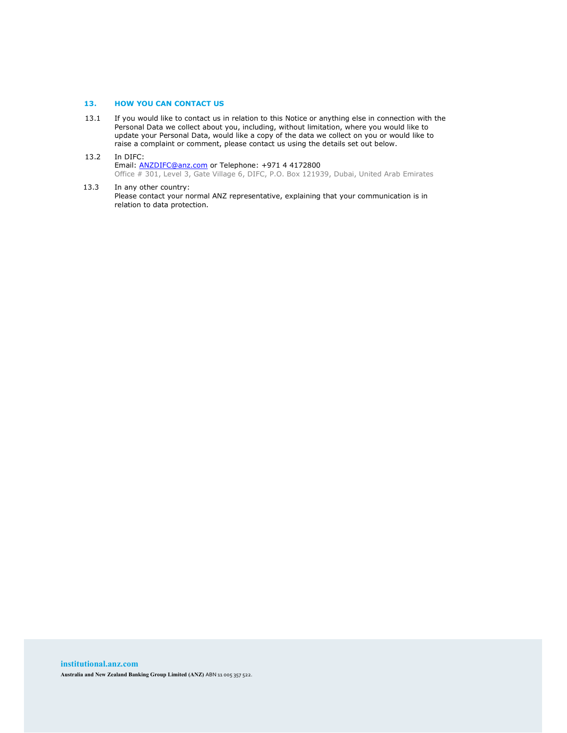## 13. HOW YOU CAN CONTACT US

13.1 If you would like to contact us in relation to this Notice or anything else in connection with the Personal Data we collect about you, including, without limitation, where you would like to update your Personal Data, would like a copy of the data we collect on you or would like to raise a complaint or comment, please contact us using the details set out below.

13.2 In DIFC:
Email: ANZDIFC@anz.com or Telephone: +971 4 4172800
Office # 301, Level 3, Gate Village 6, DIFC, P.O. Box 121939, Dubai, United Arab Emirates

13.3 In any other country:
Please contact your normal ANZ representative, explaining that your communication is in relation to data protection.

**institutional.anz.com**

**Australia and New Zealand Banking Group Limited (ANZ)** ABN 11 005 357 522.